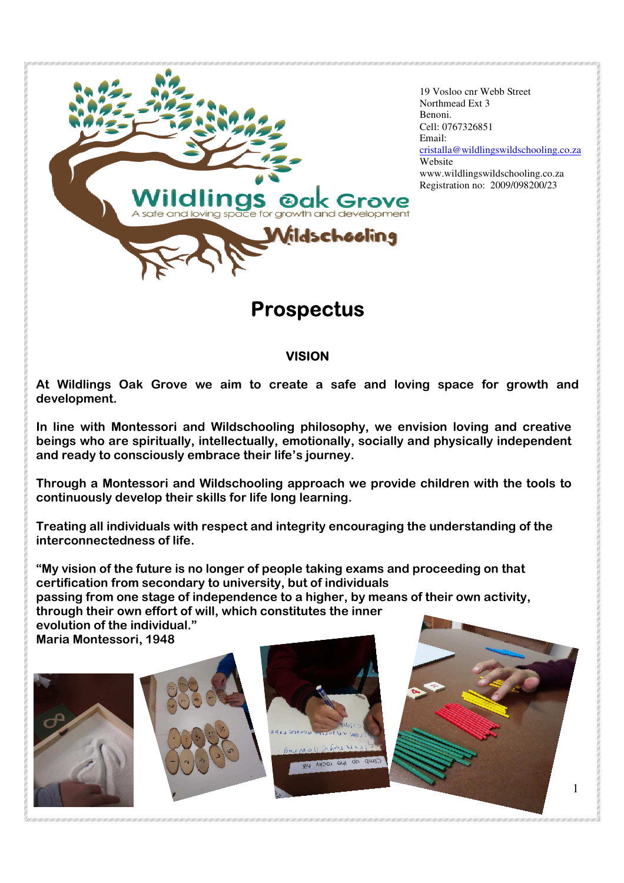Wildlings Oak Grove
A safe and loving space for growth and development
Wildschooling

19 Vosloo cnr Webb Street
Northmead Ext 3
Benoni.
Cell: 0767326851
Email:
cristalla@wildlingswildschooling.co.za
Website
www.wildlingswildschooling.co.za
Registration no: 2009/098200/23

# Prospectus

## VISION

**At Wildlings Oak Grove we aim to create a safe and loving space for growth and development.**

**In line with Montessori and Wildschooling philosophy, we envision loving and creative beings who are spiritually, intellectually, emotionally, socially and physically independent and ready to consciously embrace their life's journey.**

**Through a Montessori and Wildschooling approach we provide children with the tools to continuously develop their skills for life long learning.**

**Treating all individuals with respect and integrity encouraging the understanding of the interconnectedness of life.**

**"My vision of the future is no longer of people taking exams and proceeding on that certification from secondary to university, but of individuals passing from one stage of independence to a higher, by means of their own activity, through their own effort of will, which constitutes the inner evolution of the individual."**
**Maria Montessori, 1948**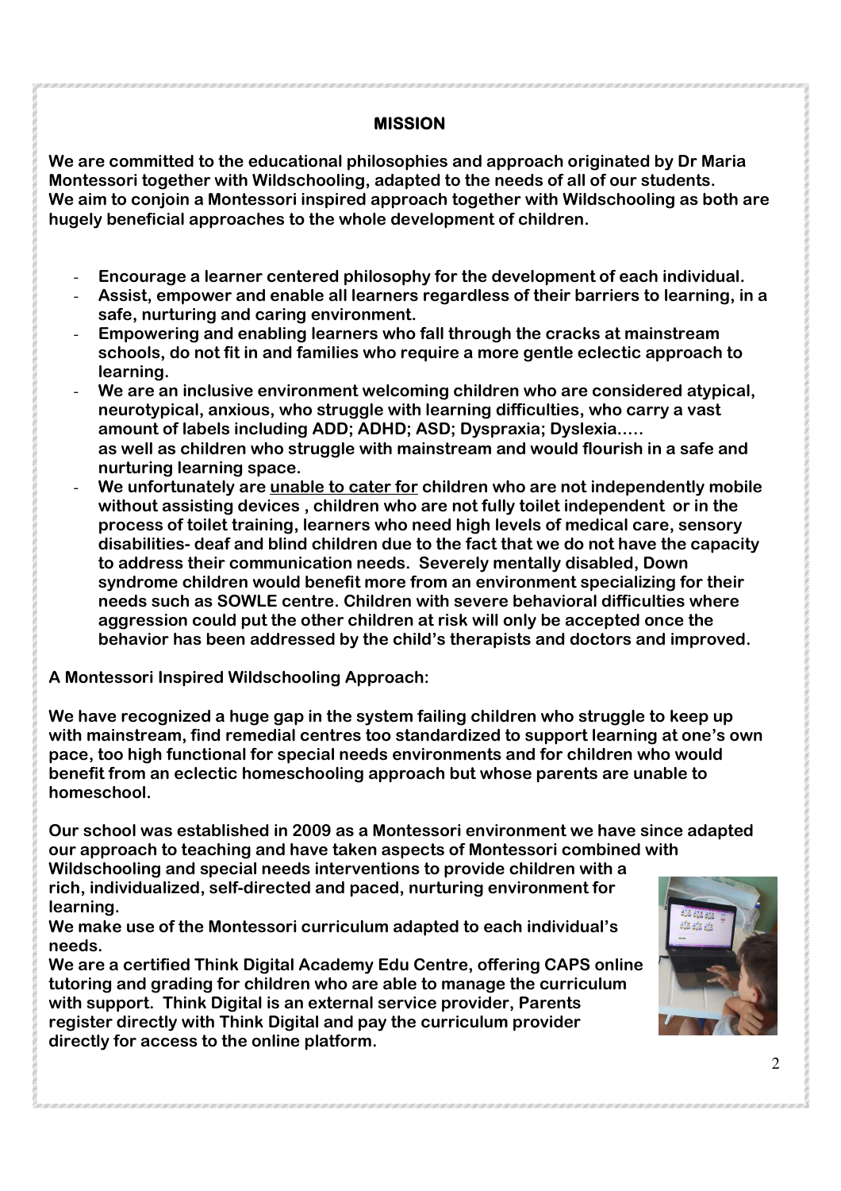## MISSION

**We are committed to the educational philosophies and approach originated by Dr Maria Montessori together with Wildschooling, adapted to the needs of all of our students. We aim to conjoin a Montessori inspired approach together with Wildschooling as both are hugely beneficial approaches to the whole development of children.**

- **Encourage a learner centered philosophy for the development of each individual.**
- **Assist, empower and enable all learners regardless of their barriers to learning, in a safe, nurturing and caring environment.**
- **Empowering and enabling learners who fall through the cracks at mainstream schools, do not fit in and families who require a more gentle eclectic approach to learning.**
- **We are an inclusive environment welcoming children who are considered atypical, neurotypical, anxious, who struggle with learning difficulties, who carry a vast amount of labels including ADD; ADHD; ASD; Dyspraxia; Dyslexia….. as well as children who struggle with mainstream and would flourish in a safe and nurturing learning space.**
- **We unfortunately are <u>unable to cater for</u> children who are not independently mobile without assisting devices , children who are not fully toilet independent or in the process of toilet training, learners who need high levels of medical care, sensory disabilities- deaf and blind children due to the fact that we do not have the capacity to address their communication needs. Severely mentally disabled, Down syndrome children would benefit more from an environment specializing for their needs such as SOWLE centre. Children with severe behavioral difficulties where aggression could put the other children at risk will only be accepted once the behavior has been addressed by the child's therapists and doctors and improved.**

**A Montessori Inspired Wildschooling Approach:**

**We have recognized a huge gap in the system failing children who struggle to keep up with mainstream, find remedial centres too standardized to support learning at one's own pace, too high functional for special needs environments and for children who would benefit from an eclectic homeschooling approach but whose parents are unable to homeschool.**

**Our school was established in 2009 as a Montessori environment we have since adapted our approach to teaching and have taken aspects of Montessori combined with Wildschooling and special needs interventions to provide children with a rich, individualized, self-directed and paced, nurturing environment for learning.**

**We make use of the Montessori curriculum adapted to each individual's needs.**

**We are a certified Think Digital Academy Edu Centre, offering CAPS online tutoring and grading for children who are able to manage the curriculum with support. Think Digital is an external service provider, Parents register directly with Think Digital and pay the curriculum provider directly for access to the online platform.**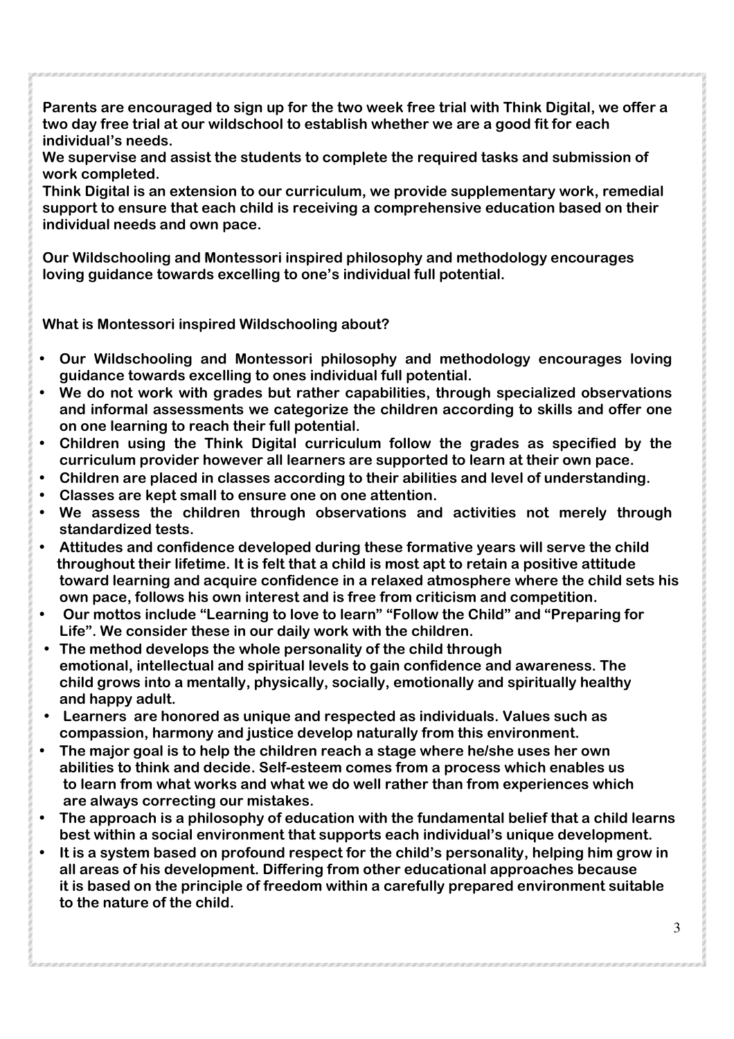**Parents are encouraged to sign up for the two week free trial with Think Digital, we offer a two day free trial at our wildschool to establish whether we are a good fit for each individual's needs.**
**We supervise and assist the students to complete the required tasks and submission of work completed.**
**Think Digital is an extension to our curriculum, we provide supplementary work, remedial support to ensure that each child is receiving a comprehensive education based on their individual needs and own pace.**

**Our Wildschooling and Montessori inspired philosophy and methodology encourages loving guidance towards excelling to one's individual full potential.**

**What is Montessori inspired Wildschooling about?**

- **Our Wildschooling and Montessori philosophy and methodology encourages loving guidance towards excelling to ones individual full potential.**
- **We do not work with grades but rather capabilities, through specialized observations and informal assessments we categorize the children according to skills and offer one on one learning to reach their full potential.**
- **Children using the Think Digital curriculum follow the grades as specified by the curriculum provider however all learners are supported to learn at their own pace.**
- **Children are placed in classes according to their abilities and level of understanding.**
- **Classes are kept small to ensure one on one attention.**
- **We assess the children through observations and activities not merely through standardized tests.**
- **Attitudes and confidence developed during these formative years will serve the child throughout their lifetime. It is felt that a child is most apt to retain a positive attitude toward learning and acquire confidence in a relaxed atmosphere where the child sets his own pace, follows his own interest and is free from criticism and competition.**
- **Our mottos include "Learning to love to learn" "Follow the Child" and "Preparing for Life". We consider these in our daily work with the children.**
- **The method develops the whole personality of the child through emotional, intellectual and spiritual levels to gain confidence and awareness. The child grows into a mentally, physically, socially, emotionally and spiritually healthy and happy adult.**
- **Learners are honored as unique and respected as individuals. Values such as compassion, harmony and justice develop naturally from this environment.**
- **The major goal is to help the children reach a stage where he/she uses her own abilities to think and decide. Self-esteem comes from a process which enables us to learn from what works and what we do well rather than from experiences which are always correcting our mistakes.**
- **The approach is a philosophy of education with the fundamental belief that a child learns best within a social environment that supports each individual's unique development.**
- **It is a system based on profound respect for the child's personality, helping him grow in all areas of his development. Differing from other educational approaches because it is based on the principle of freedom within a carefully prepared environment suitable to the nature of the child.**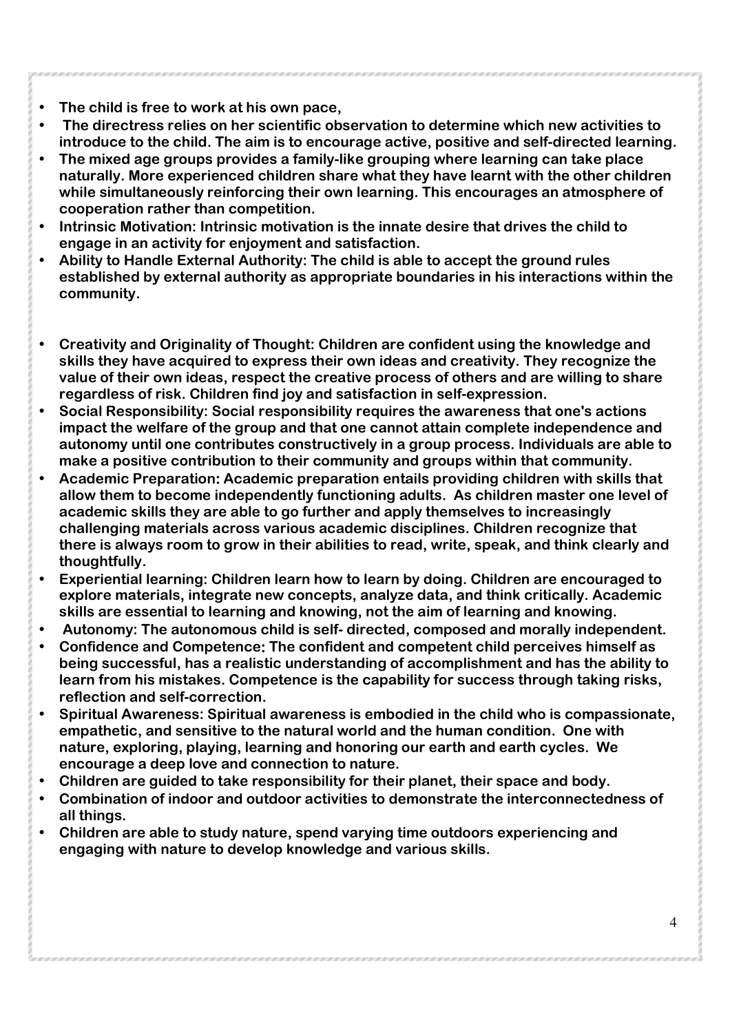- **The child is free to work at his own pace,**
- **The directress relies on her scientific observation to determine which new activities to introduce to the child. The aim is to encourage active, positive and self-directed learning.**
- **The mixed age groups provides a family-like grouping where learning can take place naturally. More experienced children share what they have learnt with the other children while simultaneously reinforcing their own learning. This encourages an atmosphere of cooperation rather than competition.**
- **Intrinsic Motivation: Intrinsic motivation is the innate desire that drives the child to engage in an activity for enjoyment and satisfaction.**
- **Ability to Handle External Authority: The child is able to accept the ground rules established by external authority as appropriate boundaries in his interactions within the community.**

- **Creativity and Originality of Thought: Children are confident using the knowledge and skills they have acquired to express their own ideas and creativity. They recognize the value of their own ideas, respect the creative process of others and are willing to share regardless of risk. Children find joy and satisfaction in self-expression.**
- **Social Responsibility: Social responsibility requires the awareness that one's actions impact the welfare of the group and that one cannot attain complete independence and autonomy until one contributes constructively in a group process. Individuals are able to make a positive contribution to their community and groups within that community.**
- **Academic Preparation: Academic preparation entails providing children with skills that allow them to become independently functioning adults. As children master one level of academic skills they are able to go further and apply themselves to increasingly challenging materials across various academic disciplines. Children recognize that there is always room to grow in their abilities to read, write, speak, and think clearly and thoughtfully.**
- **Experiential learning: Children learn how to learn by doing. Children are encouraged to explore materials, integrate new concepts, analyze data, and think critically. Academic skills are essential to learning and knowing, not the aim of learning and knowing.**
- **Autonomy: The autonomous child is self- directed, composed and morally independent.**
- **Confidence and Competence: The confident and competent child perceives himself as being successful, has a realistic understanding of accomplishment and has the ability to learn from his mistakes. Competence is the capability for success through taking risks, reflection and self-correction.**
- **Spiritual Awareness: Spiritual awareness is embodied in the child who is compassionate, empathetic, and sensitive to the natural world and the human condition. One with nature, exploring, playing, learning and honoring our earth and earth cycles. We encourage a deep love and connection to nature.**
- **Children are guided to take responsibility for their planet, their space and body.**
- **Combination of indoor and outdoor activities to demonstrate the interconnectedness of all things.**
- **Children are able to study nature, spend varying time outdoors experiencing and engaging with nature to develop knowledge and various skills.**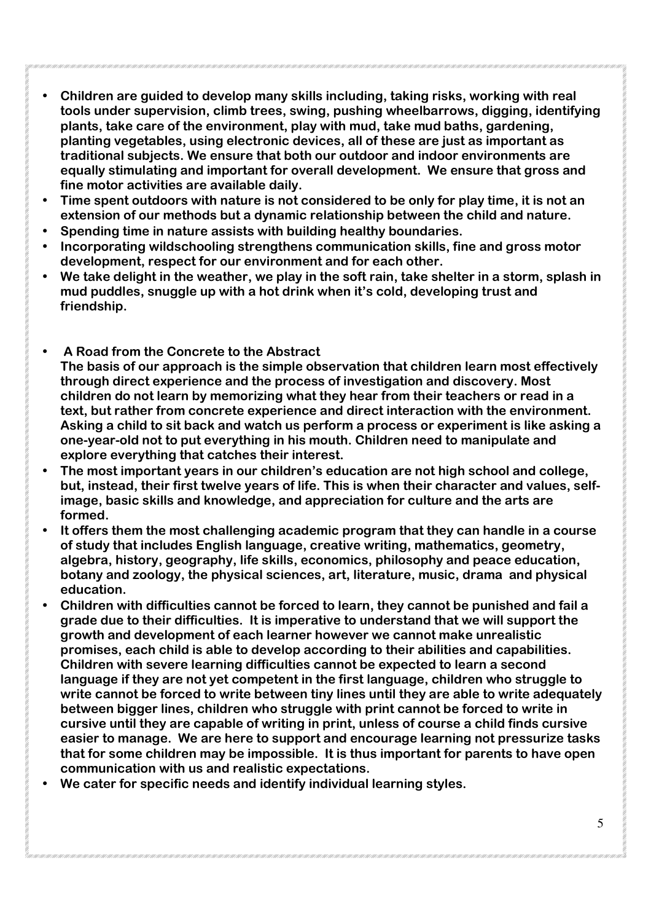- **Children are guided to develop many skills including, taking risks, working with real tools under supervision, climb trees, swing, pushing wheelbarrows, digging, identifying plants, take care of the environment, play with mud, take mud baths, gardening, planting vegetables, using electronic devices, all of these are just as important as traditional subjects. We ensure that both our outdoor and indoor environments are equally stimulating and important for overall development. We ensure that gross and fine motor activities are available daily.**
- **Time spent outdoors with nature is not considered to be only for play time, it is not an extension of our methods but a dynamic relationship between the child and nature.**
- **Spending time in nature assists with building healthy boundaries.**
- **Incorporating wildschooling strengthens communication skills, fine and gross motor development, respect for our environment and for each other.**
- **We take delight in the weather, we play in the soft rain, take shelter in a storm, splash in mud puddles, snuggle up with a hot drink when it's cold, developing trust and friendship.**

- **A Road from the Concrete to the Abstract**
  **The basis of our approach is the simple observation that children learn most effectively through direct experience and the process of investigation and discovery. Most children do not learn by memorizing what they hear from their teachers or read in a text, but rather from concrete experience and direct interaction with the environment. Asking a child to sit back and watch us perform a process or experiment is like asking a one-year-old not to put everything in his mouth. Children need to manipulate and explore everything that catches their interest.**
- **The most important years in our children's education are not high school and college, but, instead, their first twelve years of life. This is when their character and values, self-image, basic skills and knowledge, and appreciation for culture and the arts are formed.**
- **It offers them the most challenging academic program that they can handle in a course of study that includes English language, creative writing, mathematics, geometry, algebra, history, geography, life skills, economics, philosophy and peace education, botany and zoology, the physical sciences, art, literature, music, drama and physical education.**
- **Children with difficulties cannot be forced to learn, they cannot be punished and fail a grade due to their difficulties. It is imperative to understand that we will support the growth and development of each learner however we cannot make unrealistic promises, each child is able to develop according to their abilities and capabilities. Children with severe learning difficulties cannot be expected to learn a second language if they are not yet competent in the first language, children who struggle to write cannot be forced to write between tiny lines until they are able to write adequately between bigger lines, children who struggle with print cannot be forced to write in cursive until they are capable of writing in print, unless of course a child finds cursive easier to manage. We are here to support and encourage learning not pressurize tasks that for some children may be impossible. It is thus important for parents to have open communication with us and realistic expectations.**
- **We cater for specific needs and identify individual learning styles.**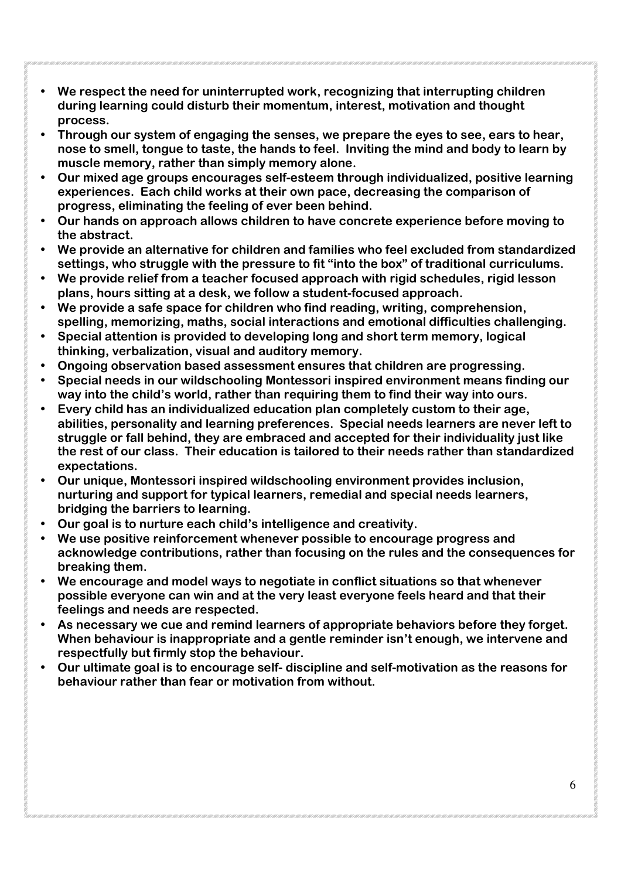- **We respect the need for uninterrupted work, recognizing that interrupting children during learning could disturb their momentum, interest, motivation and thought process.**
- **Through our system of engaging the senses, we prepare the eyes to see, ears to hear, nose to smell, tongue to taste, the hands to feel. Inviting the mind and body to learn by muscle memory, rather than simply memory alone.**
- **Our mixed age groups encourages self-esteem through individualized, positive learning experiences. Each child works at their own pace, decreasing the comparison of progress, eliminating the feeling of ever been behind.**
- **Our hands on approach allows children to have concrete experience before moving to the abstract.**
- **We provide an alternative for children and families who feel excluded from standardized settings, who struggle with the pressure to fit "into the box" of traditional curriculums.**
- **We provide relief from a teacher focused approach with rigid schedules, rigid lesson plans, hours sitting at a desk, we follow a student-focused approach.**
- **We provide a safe space for children who find reading, writing, comprehension, spelling, memorizing, maths, social interactions and emotional difficulties challenging.**
- **Special attention is provided to developing long and short term memory, logical thinking, verbalization, visual and auditory memory.**
- **Ongoing observation based assessment ensures that children are progressing.**
- **Special needs in our wildschooling Montessori inspired environment means finding our way into the child's world, rather than requiring them to find their way into ours.**
- **Every child has an individualized education plan completely custom to their age, abilities, personality and learning preferences. Special needs learners are never left to struggle or fall behind, they are embraced and accepted for their individuality just like the rest of our class. Their education is tailored to their needs rather than standardized expectations.**
- **Our unique, Montessori inspired wildschooling environment provides inclusion, nurturing and support for typical learners, remedial and special needs learners, bridging the barriers to learning.**
- **Our goal is to nurture each child's intelligence and creativity.**
- **We use positive reinforcement whenever possible to encourage progress and acknowledge contributions, rather than focusing on the rules and the consequences for breaking them.**
- **We encourage and model ways to negotiate in conflict situations so that whenever possible everyone can win and at the very least everyone feels heard and that their feelings and needs are respected.**
- **As necessary we cue and remind learners of appropriate behaviors before they forget. When behaviour is inappropriate and a gentle reminder isn't enough, we intervene and respectfully but firmly stop the behaviour.**
- **Our ultimate goal is to encourage self- discipline and self-motivation as the reasons for behaviour rather than fear or motivation from without.**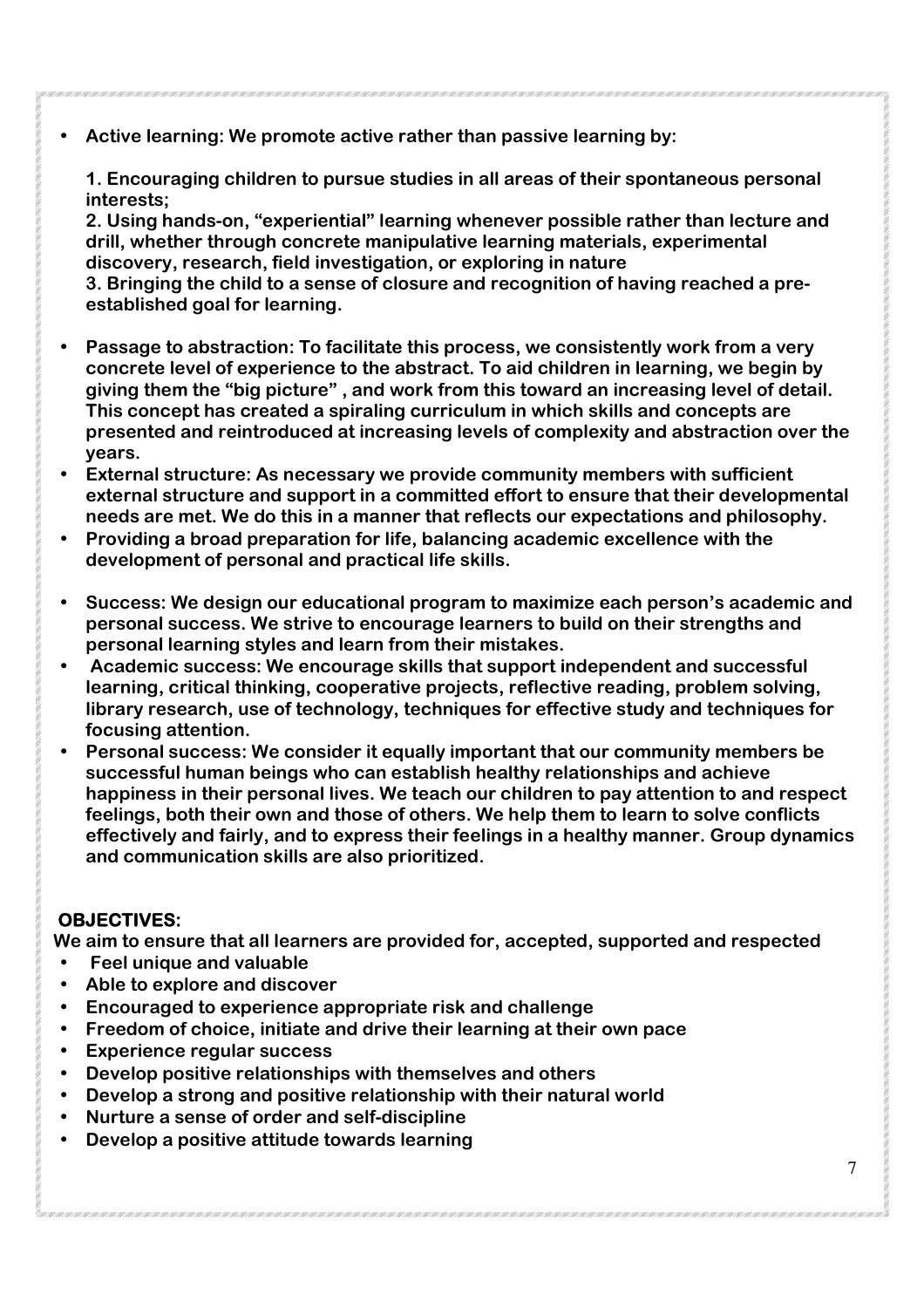- **Active learning: We promote active rather than passive learning by:**

  **1. Encouraging children to pursue studies in all areas of their spontaneous personal interests;**
  **2. Using hands-on, "experiential" learning whenever possible rather than lecture and drill, whether through concrete manipulative learning materials, experimental discovery, research, field investigation, or exploring in nature**
  **3. Bringing the child to a sense of closure and recognition of having reached a pre-established goal for learning.**

- **Passage to abstraction: To facilitate this process, we consistently work from a very concrete level of experience to the abstract. To aid children in learning, we begin by giving them the "big picture" , and work from this toward an increasing level of detail. This concept has created a spiraling curriculum in which skills and concepts are presented and reintroduced at increasing levels of complexity and abstraction over the years.**
- **External structure: As necessary we provide community members with sufficient external structure and support in a committed effort to ensure that their developmental needs are met. We do this in a manner that reflects our expectations and philosophy.**
- **Providing a broad preparation for life, balancing academic excellence with the development of personal and practical life skills.**

- **Success: We design our educational program to maximize each person's academic and personal success. We strive to encourage learners to build on their strengths and personal learning styles and learn from their mistakes.**
- **Academic success: We encourage skills that support independent and successful learning, critical thinking, cooperative projects, reflective reading, problem solving, library research, use of technology, techniques for effective study and techniques for focusing attention.**
- **Personal success: We consider it equally important that our community members be successful human beings who can establish healthy relationships and achieve happiness in their personal lives. We teach our children to pay attention to and respect feelings, both their own and those of others. We help them to learn to solve conflicts effectively and fairly, and to express their feelings in a healthy manner. Group dynamics and communication skills are also prioritized.**

## OBJECTIVES:

**We aim to ensure that all learners are provided for, accepted, supported and respected**

- **Feel unique and valuable**
- **Able to explore and discover**
- **Encouraged to experience appropriate risk and challenge**
- **Freedom of choice, initiate and drive their learning at their own pace**
- **Experience regular success**
- **Develop positive relationships with themselves and others**
- **Develop a strong and positive relationship with their natural world**
- **Nurture a sense of order and self-discipline**
- **Develop a positive attitude towards learning**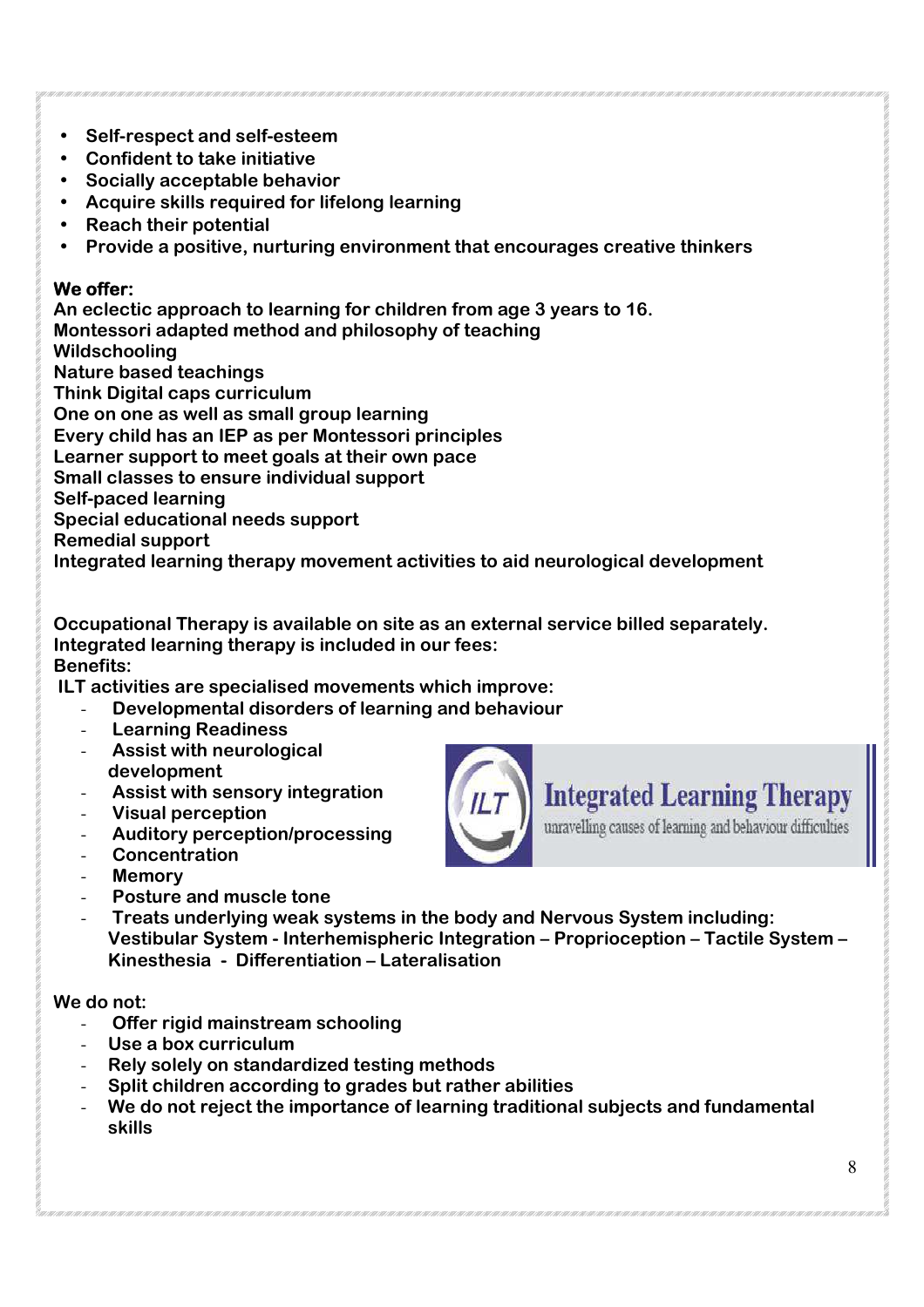- **Self-respect and self-esteem**
- **Confident to take initiative**
- **Socially acceptable behavior**
- **Acquire skills required for lifelong learning**
- **Reach their potential**
- **Provide a positive, nurturing environment that encourages creative thinkers**

**We offer:**

**An eclectic approach to learning for children from age 3 years to 16.**
**Montessori adapted method and philosophy of teaching**
**Wildschooling**
**Nature based teachings**
**Think Digital caps curriculum**
**One on one as well as small group learning**
**Every child has an IEP as per Montessori principles**
**Learner support to meet goals at their own pace**
**Small classes to ensure individual support**
**Self-paced learning**
**Special educational needs support**
**Remedial support**
**Integrated learning therapy movement activities to aid neurological development**

**Occupational Therapy is available on site as an external service billed separately.**
**Integrated learning therapy is included in our fees:**
**Benefits:**
**ILT activities are specialised movements which improve:**

- **Developmental disorders of learning and behaviour**
- **Learning Readiness**
- **Assist with neurological development**
- **Assist with sensory integration**
- **Visual perception**
- **Auditory perception/processing**
- **Concentration**
- **Memory**
- **Posture and muscle tone**
- **Treats underlying weak systems in the body and Nervous System including: Vestibular System - Interhemispheric Integration – Proprioception – Tactile System – Kinesthesia - Differentiation – Lateralisation**

ILT Integrated Learning Therapy
unravelling causes of learning and behaviour difficulties

**We do not:**

- **Offer rigid mainstream schooling**
- **Use a box curriculum**
- **Rely solely on standardized testing methods**
- **Split children according to grades but rather abilities**
- **We do not reject the importance of learning traditional subjects and fundamental skills**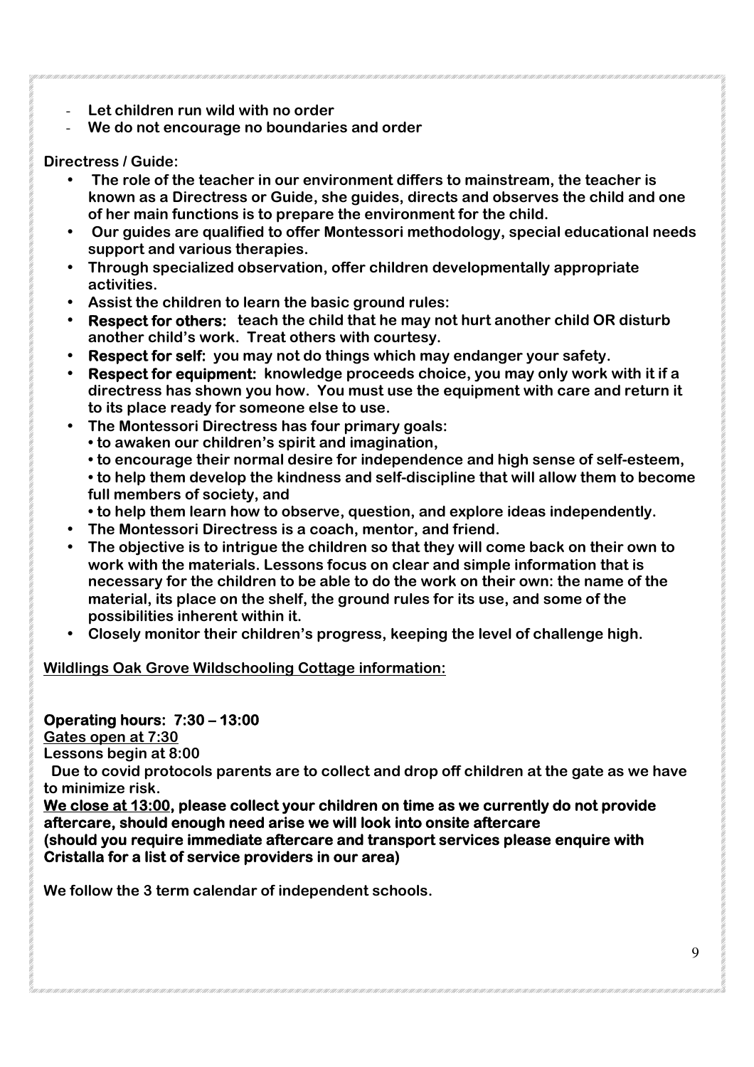- **Let children run wild with no order**
- **We do not encourage no boundaries and order**

**Directress / Guide:**

- **The role of the teacher in our environment differs to mainstream, the teacher is known as a Directress or Guide, she guides, directs and observes the child and one of her main functions is to prepare the environment for the child.**
- **Our guides are qualified to offer Montessori methodology, special educational needs support and various therapies.**
- **Through specialized observation, offer children developmentally appropriate activities.**
- **Assist the children to learn the basic ground rules:**
- **Respect for others: teach the child that he may not hurt another child OR disturb another child's work. Treat others with courtesy.**
- **Respect for self: you may not do things which may endanger your safety.**
- **Respect for equipment: knowledge proceeds choice, you may only work with it if a directress has shown you how. You must use the equipment with care and return it to its place ready for someone else to use.**
- **The Montessori Directress has four primary goals:**
  - **to awaken our children's spirit and imagination,**
  - **to encourage their normal desire for independence and high sense of self-esteem,**
  - **to help them develop the kindness and self-discipline that will allow them to become full members of society, and**
  - **to help them learn how to observe, question, and explore ideas independently.**
- **The Montessori Directress is a coach, mentor, and friend.**
- **The objective is to intrigue the children so that they will come back on their own to work with the materials. Lessons focus on clear and simple information that is necessary for the children to be able to do the work on their own: the name of the material, its place on the shelf, the ground rules for its use, and some of the possibilities inherent within it.**
- **Closely monitor their children's progress, keeping the level of challenge high.**

**<u>Wildlings Oak Grove Wildschooling Cottage information:</u>**

**Operating hours: 7:30 – 13:00**

**<u>Gates open at 7:30</u>**

**Lessons begin at 8:00**

**Due to covid protocols parents are to collect and drop off children at the gate as we have to minimize risk.**

**<u>We close at 13:00</u>, please collect your children on time as we currently do not provide aftercare, should enough need arise we will look into onsite aftercare**
**(should you require immediate aftercare and transport services please enquire with Cristalla for a list of service providers in our area)**

**We follow the 3 term calendar of independent schools.**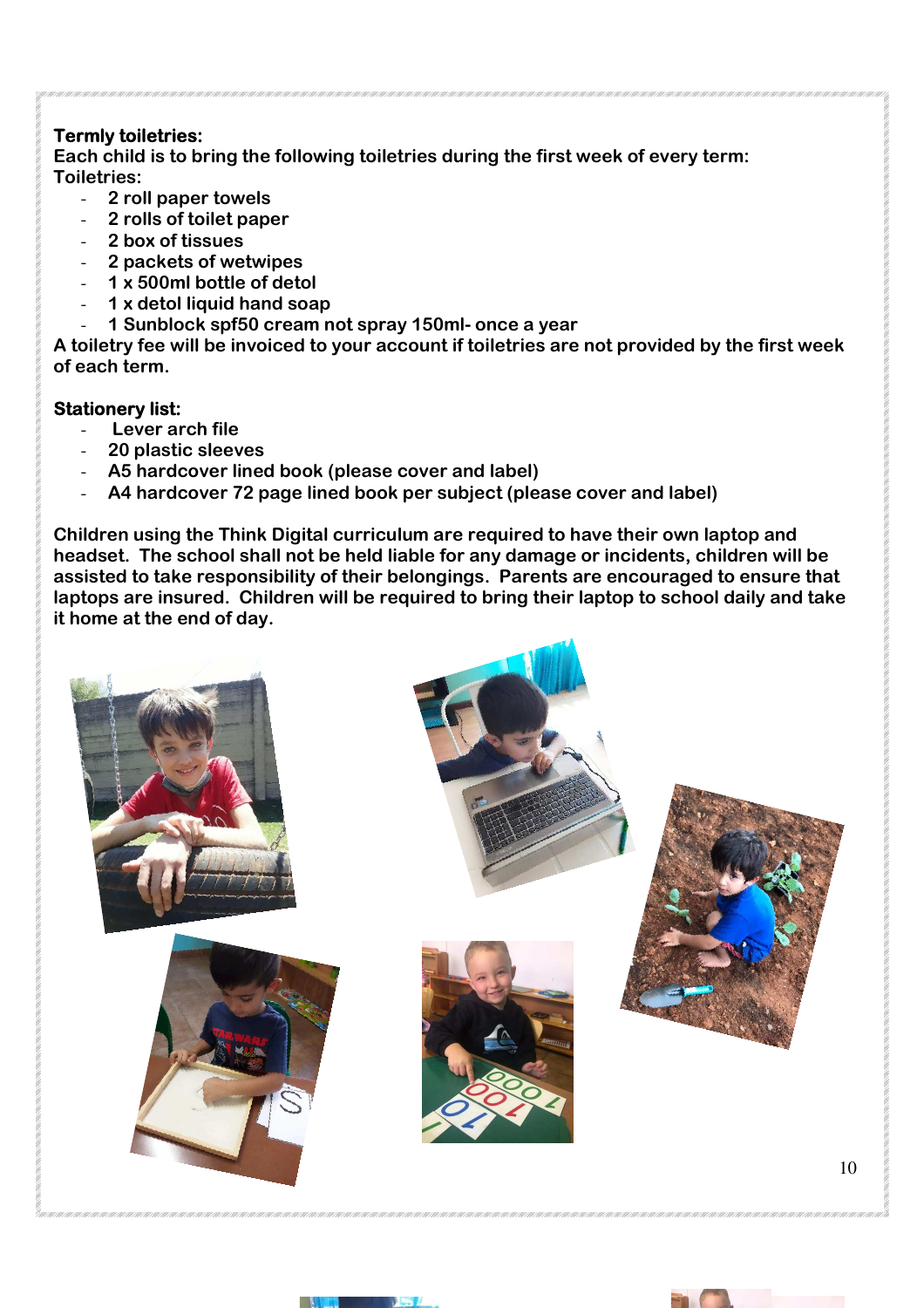**Termly toiletries:**

**Each child is to bring the following toiletries during the first week of every term:**

**Toiletries:**

- **2 roll paper towels**
- **2 rolls of toilet paper**
- **2 box of tissues**
- **2 packets of wetwipes**
- **1 x 500ml bottle of detol**
- **1 x detol liquid hand soap**
- **1 Sunblock spf50 cream not spray 150ml- once a year**

**A toiletry fee will be invoiced to your account if toiletries are not provided by the first week of each term.**

**Stationery list:**

- **Lever arch file**
- **20 plastic sleeves**
- **A5 hardcover lined book (please cover and label)**
- **A4 hardcover 72 page lined book per subject (please cover and label)**

**Children using the Think Digital curriculum are required to have their own laptop and headset. The school shall not be held liable for any damage or incidents, children will be assisted to take responsibility of their belongings. Parents are encouraged to ensure that laptops are insured. Children will be required to bring their laptop to school daily and take it home at the end of day.**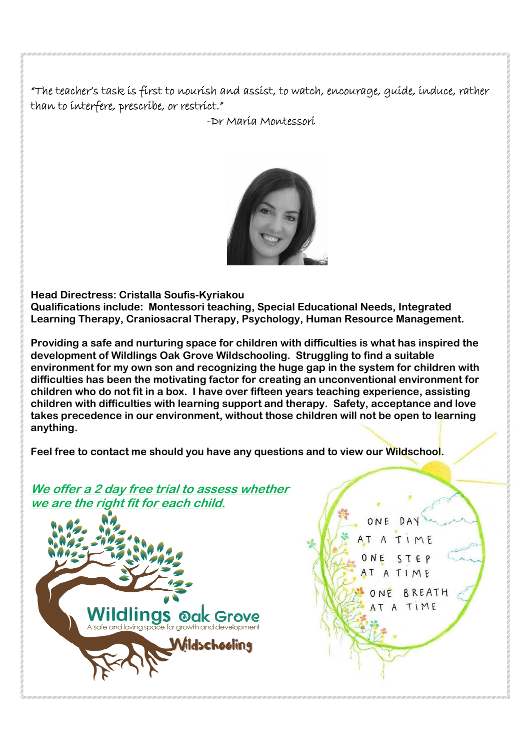"The teacher's task is first to nourish and assist, to watch, encourage, guide, induce, rather than to interfere, prescribe, or restrict."

-Dr Maria Montessori

**Head Directress: Cristalla Soufis-Kyriakou**
**Qualifications include: Montessori teaching, Special Educational Needs, Integrated Learning Therapy, Craniosacral Therapy, Psychology, Human Resource Management.**

**Providing a safe and nurturing space for children with difficulties is what has inspired the development of Wildlings Oak Grove Wildschooling. Struggling to find a suitable environment for my own son and recognizing the huge gap in the system for children with difficulties has been the motivating factor for creating an unconventional environment for children who do not fit in a box. I have over fifteen years teaching experience, assisting children with difficulties with learning support and therapy. Safety, acceptance and love takes precedence in our environment, without those children will not be open to learning anything.**

**Feel free to contact me should you have any questions and to view our Wildschool.**

***We offer a 2 day free trial to assess whether we are the right fit for each child.***

Wildlings Oak Grove
A safe and loving space for growth and development
Wildschooling

ONE DAY AT A TIME
ONE STEP AT A TIME
ONE BREATH AT A TIME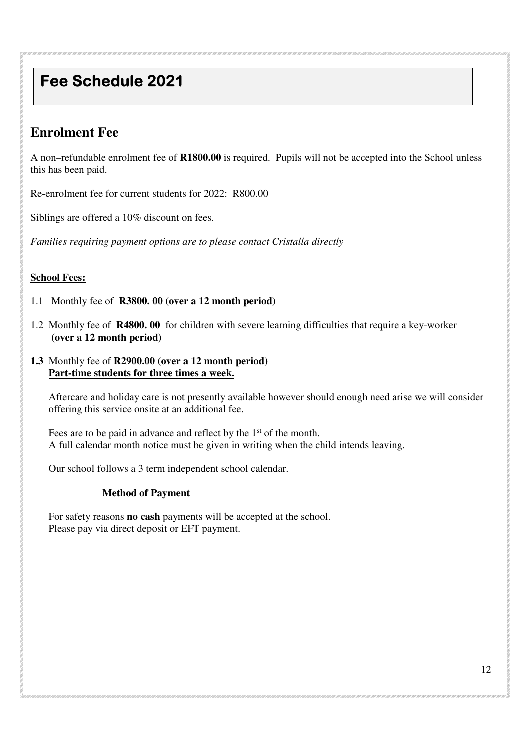# Fee Schedule 2021

## Enrolment Fee

A non–refundable enrolment fee of **R1800.00** is required. Pupils will not be accepted into the School unless this has been paid.

Re-enrolment fee for current students for 2022: R800.00

Siblings are offered a 10% discount on fees.

*Families requiring payment options are to please contact Cristalla directly*

**School Fees:**

1.1 Monthly fee of **R3800. 00 (over a 12 month period)**

1.2 Monthly fee of **R4800. 00** for children with severe learning difficulties that require a key-worker **(over a 12 month period)**

**1.3** Monthly fee of **R2900.00 (over a 12 month period)**
**Part-time students for three times a week.**

Aftercare and holiday care is not presently available however should enough need arise we will consider offering this service onsite at an additional fee.

Fees are to be paid in advance and reflect by the 1st of the month.
A full calendar month notice must be given in writing when the child intends leaving.

Our school follows a 3 term independent school calendar.

**Method of Payment**

For safety reasons **no cash** payments will be accepted at the school.
Please pay via direct deposit or EFT payment.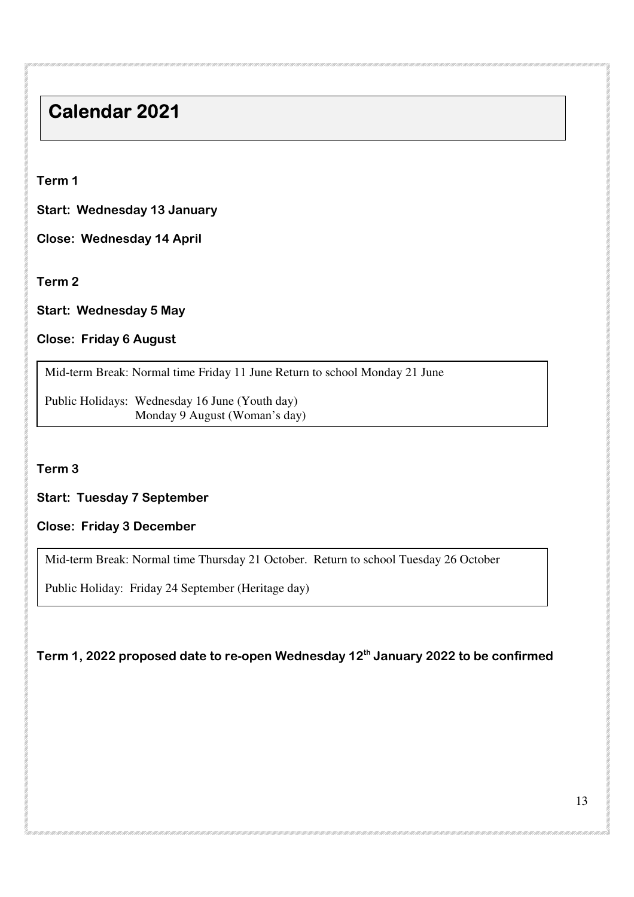# Calendar 2021

**Term 1**

**Start: Wednesday 13 January**

**Close: Wednesday 14 April**

**Term 2**

**Start: Wednesday 5 May**

**Close: Friday 6 August**

> Mid-term Break: Normal time Friday 11 June Return to school Monday 21 June
>
> Public Holidays: Wednesday 16 June (Youth day)
> Monday 9 August (Woman's day)

**Term 3**

**Start: Tuesday 7 September**

**Close: Friday 3 December**

> Mid-term Break: Normal time Thursday 21 October. Return to school Tuesday 26 October
>
> Public Holiday: Friday 24 September (Heritage day)

**Term 1, 2022 proposed date to re-open Wednesday 12th January 2022 to be confirmed**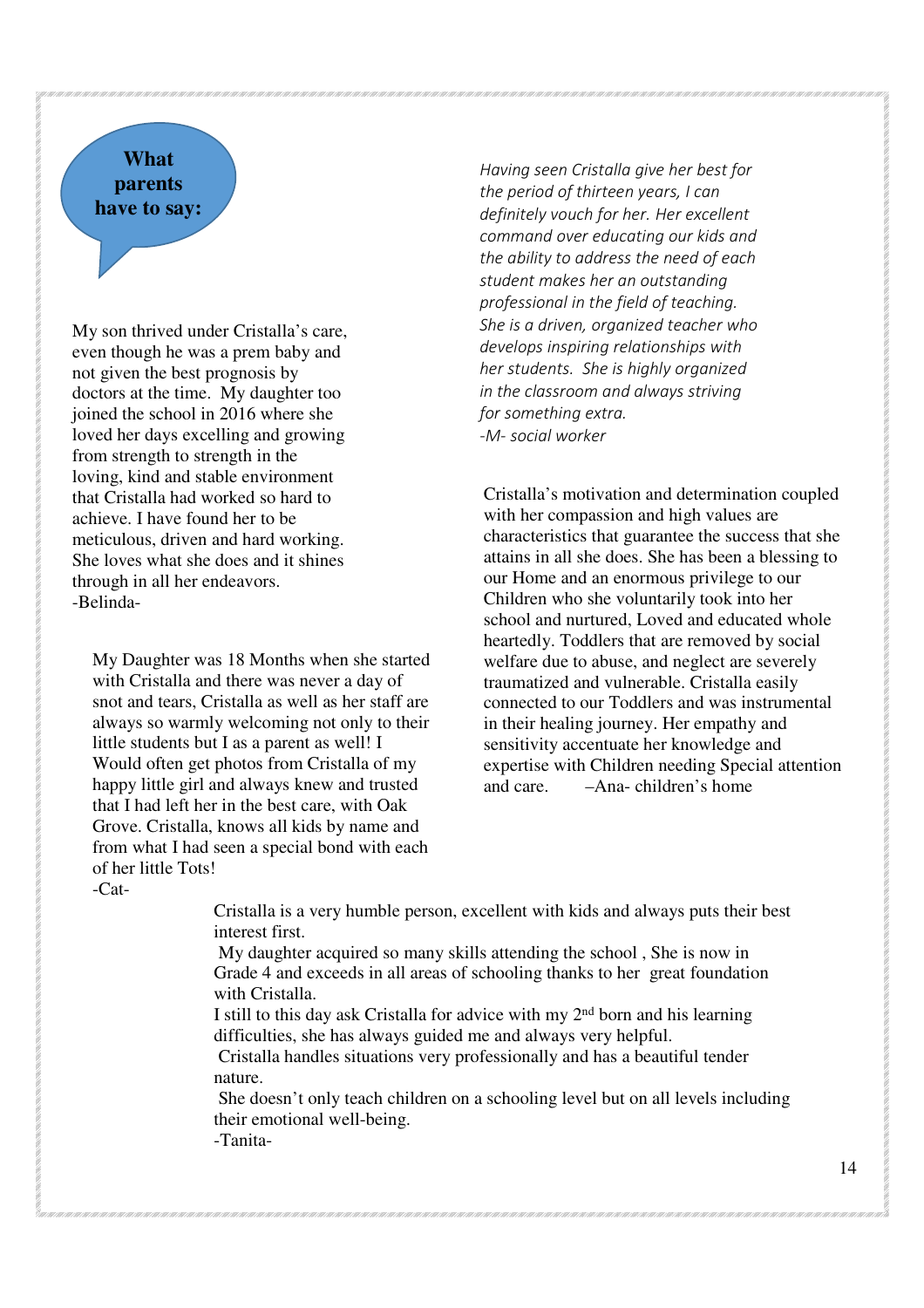## What parents have to say:

My son thrived under Cristalla's care, even though he was a prem baby and not given the best prognosis by doctors at the time. My daughter too joined the school in 2016 where she loved her days excelling and growing from strength to strength in the loving, kind and stable environment that Cristalla had worked so hard to achieve. I have found her to be meticulous, driven and hard working. She loves what she does and it shines through in all her endeavors.
-Belinda-

My Daughter was 18 Months when she started with Cristalla and there was never a day of snot and tears, Cristalla as well as her staff are always so warmly welcoming not only to their little students but I as a parent as well! I Would often get photos from Cristalla of my happy little girl and always knew and trusted that I had left her in the best care, with Oak Grove. Cristalla, knows all kids by name and from what I had seen a special bond with each of her little Tots!
-Cat-

*Having seen Cristalla give her best for the period of thirteen years, I can definitely vouch for her. Her excellent command over educating our kids and the ability to address the need of each student makes her an outstanding professional in the field of teaching. She is a driven, organized teacher who develops inspiring relationships with her students. She is highly organized in the classroom and always striving for something extra.*
*-M- social worker*

Cristalla's motivation and determination coupled with her compassion and high values are characteristics that guarantee the success that she attains in all she does. She has been a blessing to our Home and an enormous privilege to our Children who she voluntarily took into her school and nurtured, Loved and educated whole heartedly. Toddlers that are removed by social welfare due to abuse, and neglect are severely traumatized and vulnerable. Cristalla easily connected to our Toddlers and was instrumental in their healing journey. Her empathy and sensitivity accentuate her knowledge and expertise with Children needing Special attention and care. –Ana- children's home

Cristalla is a very humble person, excellent with kids and always puts their best interest first.
My daughter acquired so many skills attending the school , She is now in Grade 4 and exceeds in all areas of schooling thanks to her great foundation with Cristalla.
I still to this day ask Cristalla for advice with my 2nd born and his learning difficulties, she has always guided me and always very helpful.
Cristalla handles situations very professionally and has a beautiful tender nature.
She doesn't only teach children on a schooling level but on all levels including their emotional well-being.
-Tanita-